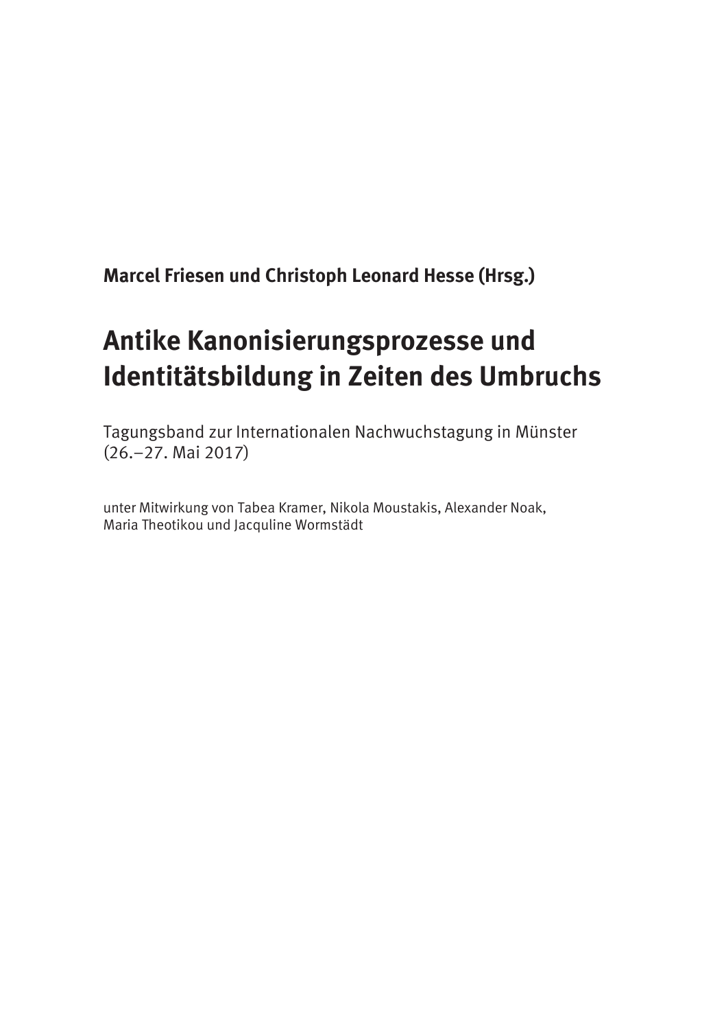**Marcel Friesen und Christoph Leonard Hesse (Hrsg.)**

# Antike Kanonisierungsprozesse und Identitätsbildung in Zeiten des Umbruchs

Tagungsband zur Internationalen Nachwuchstagung in Münster (26.–27. Mai 2017)

unter Mitwirkung von Tabea Kramer, Nikola Moustakis, Alexander Noak, Maria Theotikou und Jacquline Wormstädt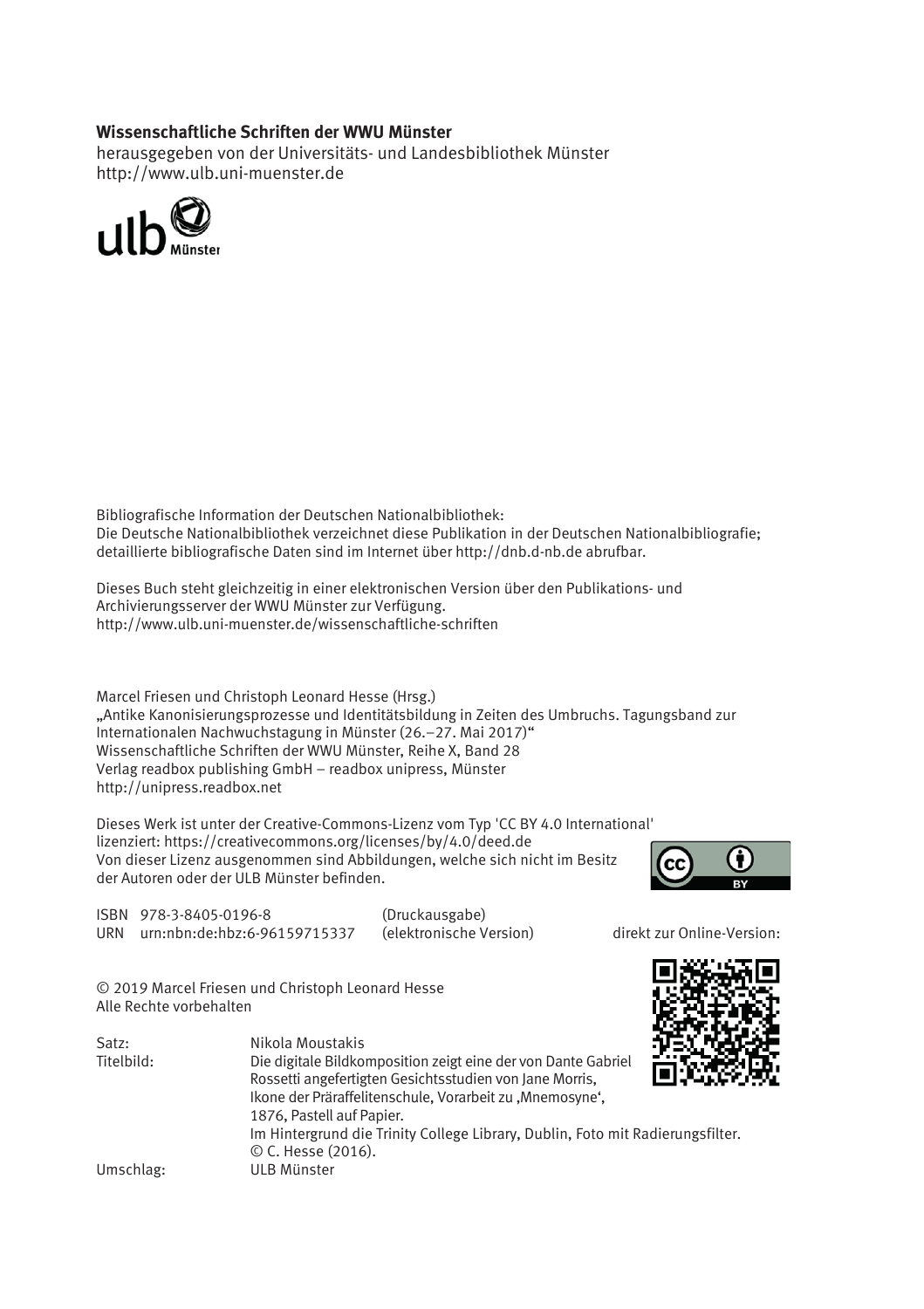**Wissenschaftliche Schriften der WWU Münster**
herausgegeben von der Universitäts- und Landesbibliothek Münster
http://www.ulb.uni-muenster.de

Bibliografische Information der Deutschen Nationalbibliothek:
Die Deutsche Nationalbibliothek verzeichnet diese Publikation in der Deutschen Nationalbibliografie; detaillierte bibliografische Daten sind im Internet über http://dnb.d-nb.de abrufbar.

Dieses Buch steht gleichzeitig in einer elektronischen Version über den Publikations- und Archivierungsserver der WWU Münster zur Verfügung.
http://www.ulb.uni-muenster.de/wissenschaftliche-schriften

Marcel Friesen und Christoph Leonard Hesse (Hrsg.)
„Antike Kanonisierungsprozesse und Identitätsbildung in Zeiten des Umbruchs. Tagungsband zur Internationalen Nachwuchstagung in Münster (26.–27. Mai 2017)"
Wissenschaftliche Schriften der WWU Münster, Reihe X, Band 28
Verlag readbox publishing GmbH – readbox unipress, Münster
http://unipress.readbox.net

Dieses Werk ist unter der Creative-Commons-Lizenz vom Typ 'CC BY 4.0 International' lizenziert: https://creativecommons.org/licenses/by/4.0/deed.de
Von dieser Lizenz ausgenommen sind Abbildungen, welche sich nicht im Besitz der Autoren oder der ULB Münster befinden.

ISBN 978-3-8405-0196-8 (Druckausgabe)
URN urn:nbn:de:hbz:6-96159715337 (elektronische Version)

direkt zur Online-Version:

© 2019 Marcel Friesen und Christoph Leonard Hesse
Alle Rechte vorbehalten

Satz: Nikola Moustakis
Titelbild: Die digitale Bildkomposition zeigt eine der von Dante Gabriel Rossetti angefertigten Gesichtsstudien von Jane Morris, Ikone der Präraffelitenschule, Vorarbeit zu ‚Mnemosyne', 1876, Pastell auf Papier.
Im Hintergrund die Trinity College Library, Dublin, Foto mit Radierungsfilter.
© C. Hesse (2016).
Umschlag: ULB Münster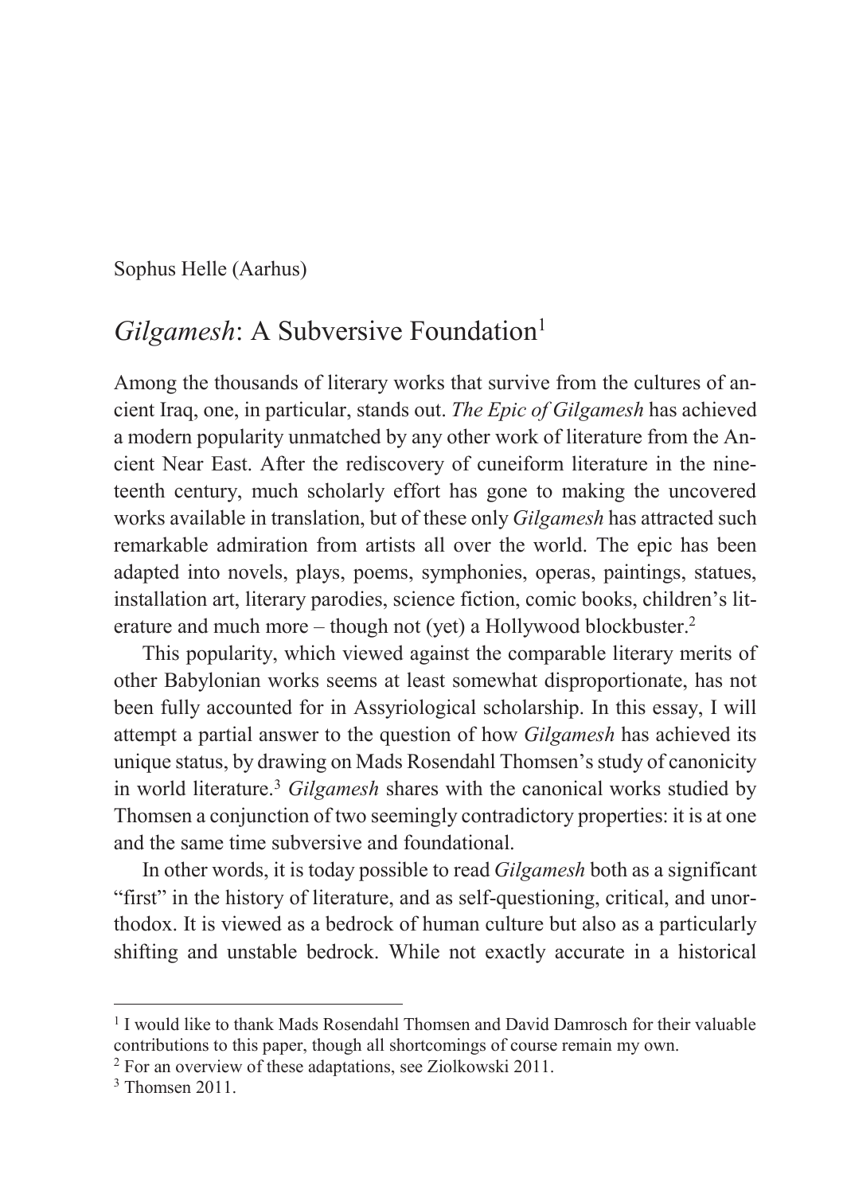Sophus Helle (Aarhus)

# *Gilgamesh*: A Subversive Foundation[1]

Among the thousands of literary works that survive from the cultures of ancient Iraq, one, in particular, stands out. *The Epic of Gilgamesh* has achieved a modern popularity unmatched by any other work of literature from the Ancient Near East. After the rediscovery of cuneiform literature in the nineteenth century, much scholarly effort has gone to making the uncovered works available in translation, but of these only *Gilgamesh* has attracted such remarkable admiration from artists all over the world. The epic has been adapted into novels, plays, poems, symphonies, operas, paintings, statues, installation art, literary parodies, science fiction, comic books, children's literature and much more – though not (yet) a Hollywood blockbuster.[2]

This popularity, which viewed against the comparable literary merits of other Babylonian works seems at least somewhat disproportionate, has not been fully accounted for in Assyriological scholarship. In this essay, I will attempt a partial answer to the question of how *Gilgamesh* has achieved its unique status, by drawing on Mads Rosendahl Thomsen's study of canonicity in world literature.[3] *Gilgamesh* shares with the canonical works studied by Thomsen a conjunction of two seemingly contradictory properties: it is at one and the same time subversive and foundational.

In other words, it is today possible to read *Gilgamesh* both as a significant "first" in the history of literature, and as self-questioning, critical, and unorthodox. It is viewed as a bedrock of human culture but also as a particularly shifting and unstable bedrock. While not exactly accurate in a historical

---

[1] I would like to thank Mads Rosendahl Thomsen and David Damrosch for their valuable contributions to this paper, though all shortcomings of course remain my own.

[2] For an overview of these adaptations, see Ziolkowski 2011.

[3] Thomsen 2011.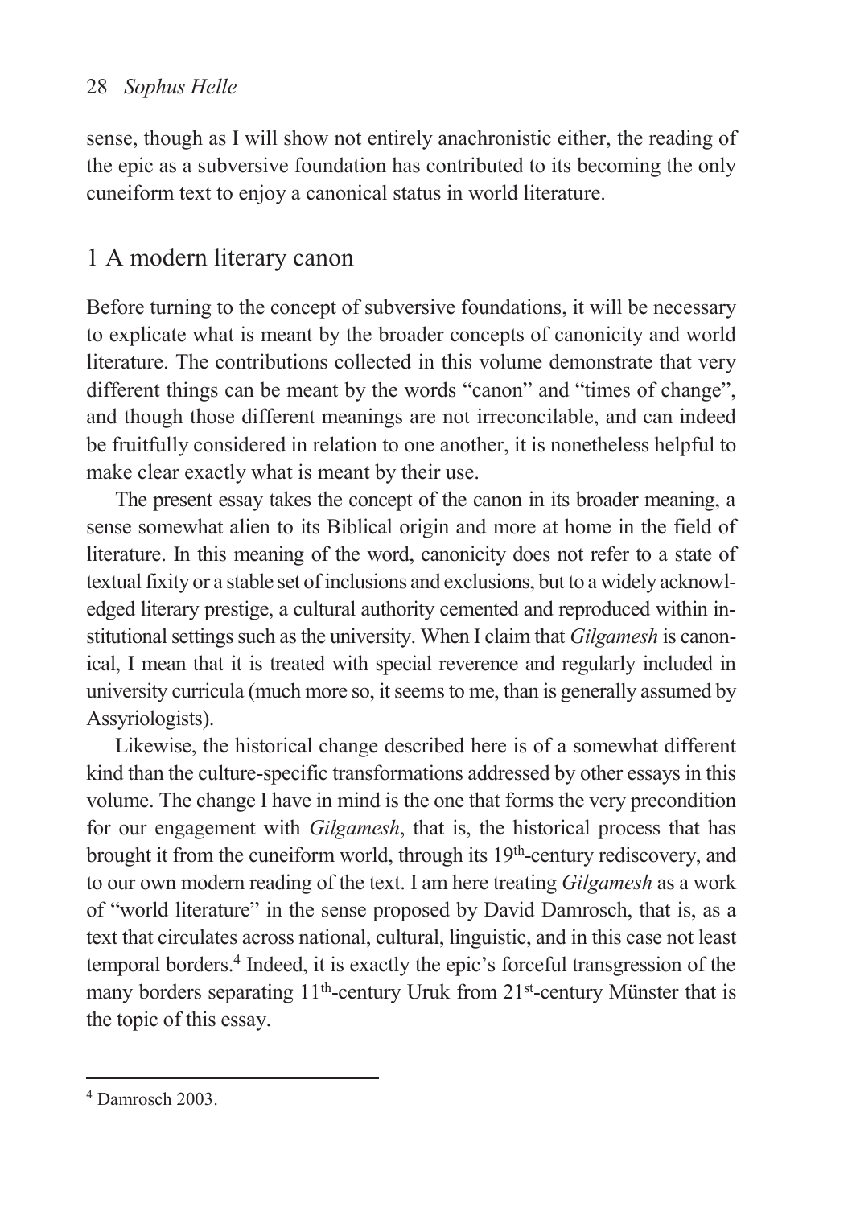sense, though as I will show not entirely anachronistic either, the reading of the epic as a subversive foundation has contributed to its becoming the only cuneiform text to enjoy a canonical status in world literature.

## 1 A modern literary canon

Before turning to the concept of subversive foundations, it will be necessary to explicate what is meant by the broader concepts of canonicity and world literature. The contributions collected in this volume demonstrate that very different things can be meant by the words "canon" and "times of change", and though those different meanings are not irreconcilable, and can indeed be fruitfully considered in relation to one another, it is nonetheless helpful to make clear exactly what is meant by their use.

The present essay takes the concept of the canon in its broader meaning, a sense somewhat alien to its Biblical origin and more at home in the field of literature. In this meaning of the word, canonicity does not refer to a state of textual fixity or a stable set of inclusions and exclusions, but to a widely acknowledged literary prestige, a cultural authority cemented and reproduced within institutional settings such as the university. When I claim that *Gilgamesh* is canonical, I mean that it is treated with special reverence and regularly included in university curricula (much more so, it seems to me, than is generally assumed by Assyriologists).

Likewise, the historical change described here is of a somewhat different kind than the culture-specific transformations addressed by other essays in this volume. The change I have in mind is the one that forms the very precondition for our engagement with *Gilgamesh*, that is, the historical process that has brought it from the cuneiform world, through its 19th-century rediscovery, and to our own modern reading of the text. I am here treating *Gilgamesh* as a work of "world literature" in the sense proposed by David Damrosch, that is, as a text that circulates across national, cultural, linguistic, and in this case not least temporal borders.[4] Indeed, it is exactly the epic's forceful transgression of the many borders separating 11th-century Uruk from 21st-century Münster that is the topic of this essay.

---

[4] Damrosch 2003.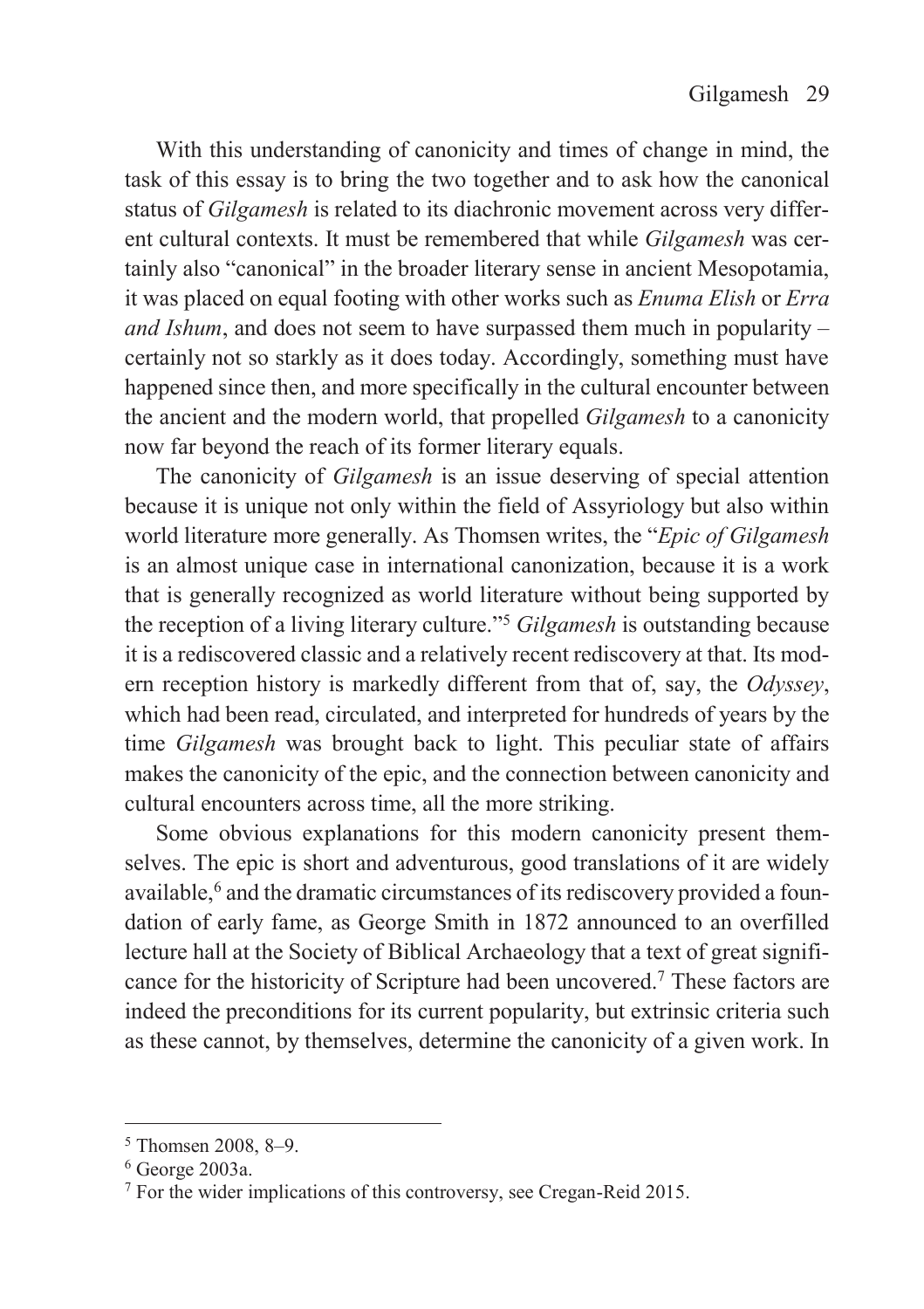With this understanding of canonicity and times of change in mind, the task of this essay is to bring the two together and to ask how the canonical status of *Gilgamesh* is related to its diachronic movement across very different cultural contexts. It must be remembered that while *Gilgamesh* was certainly also "canonical" in the broader literary sense in ancient Mesopotamia, it was placed on equal footing with other works such as *Enuma Elish* or *Erra and Ishum*, and does not seem to have surpassed them much in popularity – certainly not so starkly as it does today. Accordingly, something must have happened since then, and more specifically in the cultural encounter between the ancient and the modern world, that propelled *Gilgamesh* to a canonicity now far beyond the reach of its former literary equals.

The canonicity of *Gilgamesh* is an issue deserving of special attention because it is unique not only within the field of Assyriology but also within world literature more generally. As Thomsen writes, the "*Epic of Gilgamesh* is an almost unique case in international canonization, because it is a work that is generally recognized as world literature without being supported by the reception of a living literary culture."[5] *Gilgamesh* is outstanding because it is a rediscovered classic and a relatively recent rediscovery at that. Its modern reception history is markedly different from that of, say, the *Odyssey*, which had been read, circulated, and interpreted for hundreds of years by the time *Gilgamesh* was brought back to light. This peculiar state of affairs makes the canonicity of the epic, and the connection between canonicity and cultural encounters across time, all the more striking.

Some obvious explanations for this modern canonicity present themselves. The epic is short and adventurous, good translations of it are widely available,[6] and the dramatic circumstances of its rediscovery provided a foundation of early fame, as George Smith in 1872 announced to an overfilled lecture hall at the Society of Biblical Archaeology that a text of great significance for the historicity of Scripture had been uncovered.[7] These factors are indeed the preconditions for its current popularity, but extrinsic criteria such as these cannot, by themselves, determine the canonicity of a given work. In

---

[5] Thomsen 2008, 8–9.

[6] George 2003a.

[7] For the wider implications of this controversy, see Cregan-Reid 2015.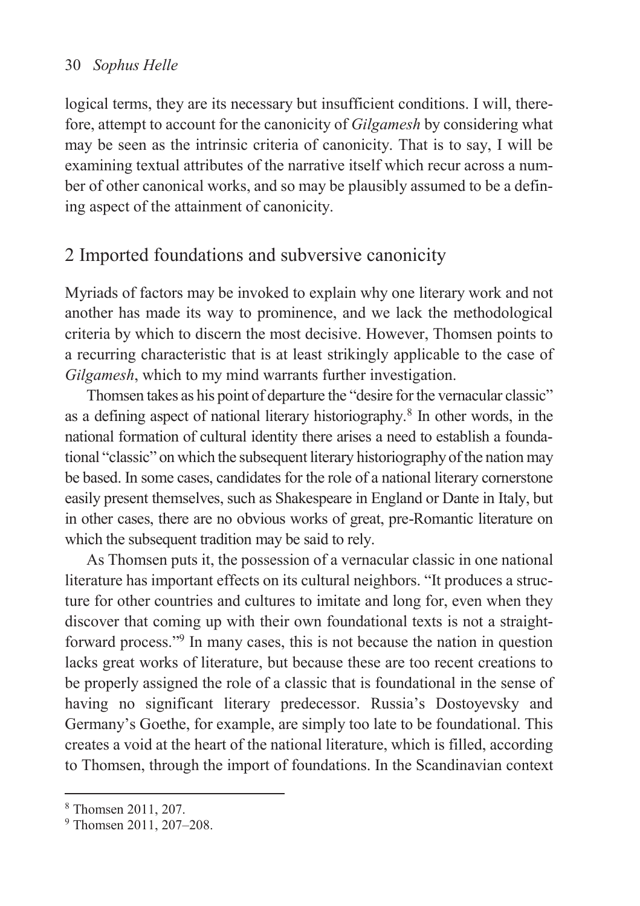logical terms, they are its necessary but insufficient conditions. I will, therefore, attempt to account for the canonicity of *Gilgamesh* by considering what may be seen as the intrinsic criteria of canonicity. That is to say, I will be examining textual attributes of the narrative itself which recur across a number of other canonical works, and so may be plausibly assumed to be a defining aspect of the attainment of canonicity.

## 2 Imported foundations and subversive canonicity

Myriads of factors may be invoked to explain why one literary work and not another has made its way to prominence, and we lack the methodological criteria by which to discern the most decisive. However, Thomsen points to a recurring characteristic that is at least strikingly applicable to the case of *Gilgamesh*, which to my mind warrants further investigation.

Thomsen takes as his point of departure the "desire for the vernacular classic" as a defining aspect of national literary historiography.[8] In other words, in the national formation of cultural identity there arises a need to establish a foundational "classic" on which the subsequent literary historiography of the nation may be based. In some cases, candidates for the role of a national literary cornerstone easily present themselves, such as Shakespeare in England or Dante in Italy, but in other cases, there are no obvious works of great, pre-Romantic literature on which the subsequent tradition may be said to rely.

As Thomsen puts it, the possession of a vernacular classic in one national literature has important effects on its cultural neighbors. "It produces a structure for other countries and cultures to imitate and long for, even when they discover that coming up with their own foundational texts is not a straightforward process."[9] In many cases, this is not because the nation in question lacks great works of literature, but because these are too recent creations to be properly assigned the role of a classic that is foundational in the sense of having no significant literary predecessor. Russia's Dostoyevsky and Germany's Goethe, for example, are simply too late to be foundational. This creates a void at the heart of the national literature, which is filled, according to Thomsen, through the import of foundations. In the Scandinavian context

[8] Thomsen 2011, 207.

[9] Thomsen 2011, 207–208.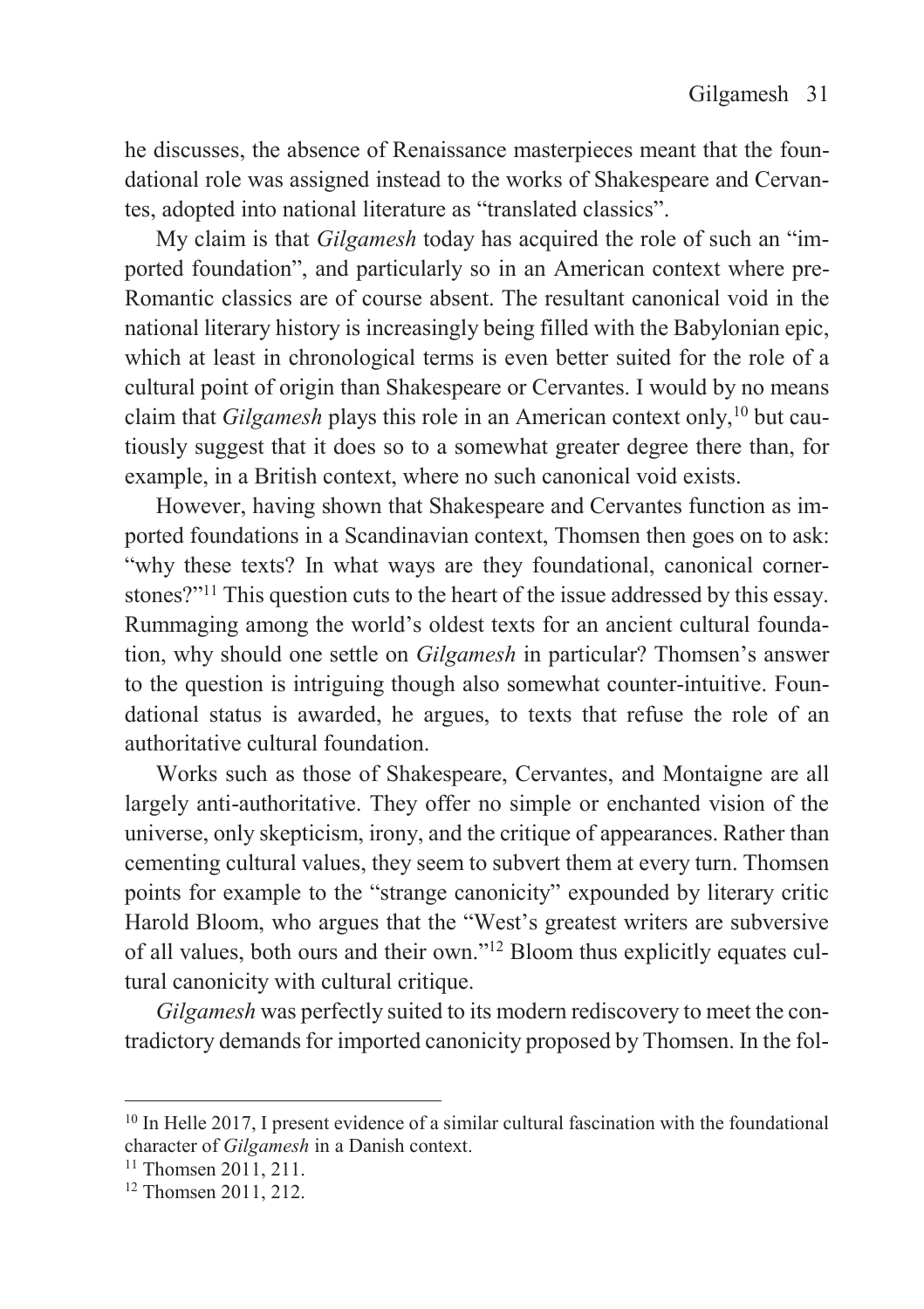he discusses, the absence of Renaissance masterpieces meant that the foundational role was assigned instead to the works of Shakespeare and Cervantes, adopted into national literature as "translated classics".

My claim is that *Gilgamesh* today has acquired the role of such an "imported foundation", and particularly so in an American context where pre-Romantic classics are of course absent. The resultant canonical void in the national literary history is increasingly being filled with the Babylonian epic, which at least in chronological terms is even better suited for the role of a cultural point of origin than Shakespeare or Cervantes. I would by no means claim that *Gilgamesh* plays this role in an American context only,[10] but cautiously suggest that it does so to a somewhat greater degree there than, for example, in a British context, where no such canonical void exists.

However, having shown that Shakespeare and Cervantes function as imported foundations in a Scandinavian context, Thomsen then goes on to ask: "why these texts? In what ways are they foundational, canonical cornerstones?"[11] This question cuts to the heart of the issue addressed by this essay. Rummaging among the world's oldest texts for an ancient cultural foundation, why should one settle on *Gilgamesh* in particular? Thomsen's answer to the question is intriguing though also somewhat counter-intuitive. Foundational status is awarded, he argues, to texts that refuse the role of an authoritative cultural foundation.

Works such as those of Shakespeare, Cervantes, and Montaigne are all largely anti-authoritative. They offer no simple or enchanted vision of the universe, only skepticism, irony, and the critique of appearances. Rather than cementing cultural values, they seem to subvert them at every turn. Thomsen points for example to the "strange canonicity" expounded by literary critic Harold Bloom, who argues that the "West's greatest writers are subversive of all values, both ours and their own."[12] Bloom thus explicitly equates cultural canonicity with cultural critique.

*Gilgamesh* was perfectly suited to its modern rediscovery to meet the contradictory demands for imported canonicity proposed by Thomsen. In the fol-

---

[10] In Helle 2017, I present evidence of a similar cultural fascination with the foundational character of *Gilgamesh* in a Danish context.

[11] Thomsen 2011, 211.

[12] Thomsen 2011, 212.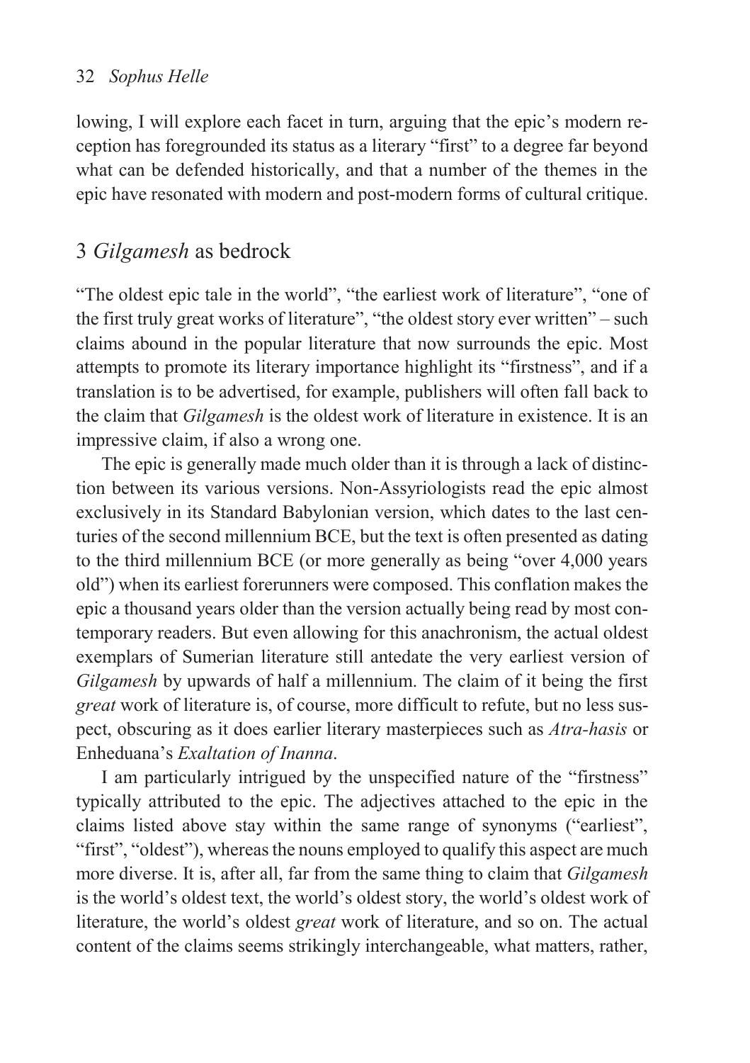lowing, I will explore each facet in turn, arguing that the epic's modern reception has foregrounded its status as a literary "first" to a degree far beyond what can be defended historically, and that a number of the themes in the epic have resonated with modern and post-modern forms of cultural critique.

## 3 *Gilgamesh* as bedrock

"The oldest epic tale in the world", "the earliest work of literature", "one of the first truly great works of literature", "the oldest story ever written" – such claims abound in the popular literature that now surrounds the epic. Most attempts to promote its literary importance highlight its "firstness", and if a translation is to be advertised, for example, publishers will often fall back to the claim that *Gilgamesh* is the oldest work of literature in existence. It is an impressive claim, if also a wrong one.

The epic is generally made much older than it is through a lack of distinction between its various versions. Non-Assyriologists read the epic almost exclusively in its Standard Babylonian version, which dates to the last centuries of the second millennium BCE, but the text is often presented as dating to the third millennium BCE (or more generally as being "over 4,000 years old") when its earliest forerunners were composed. This conflation makes the epic a thousand years older than the version actually being read by most contemporary readers. But even allowing for this anachronism, the actual oldest exemplars of Sumerian literature still antedate the very earliest version of *Gilgamesh* by upwards of half a millennium. The claim of it being the first *great* work of literature is, of course, more difficult to refute, but no less suspect, obscuring as it does earlier literary masterpieces such as *Atra-hasis* or Enheduana's *Exaltation of Inanna*.

I am particularly intrigued by the unspecified nature of the "firstness" typically attributed to the epic. The adjectives attached to the epic in the claims listed above stay within the same range of synonyms ("earliest", "first", "oldest"), whereas the nouns employed to qualify this aspect are much more diverse. It is, after all, far from the same thing to claim that *Gilgamesh* is the world's oldest text, the world's oldest story, the world's oldest work of literature, the world's oldest *great* work of literature, and so on. The actual content of the claims seems strikingly interchangeable, what matters, rather,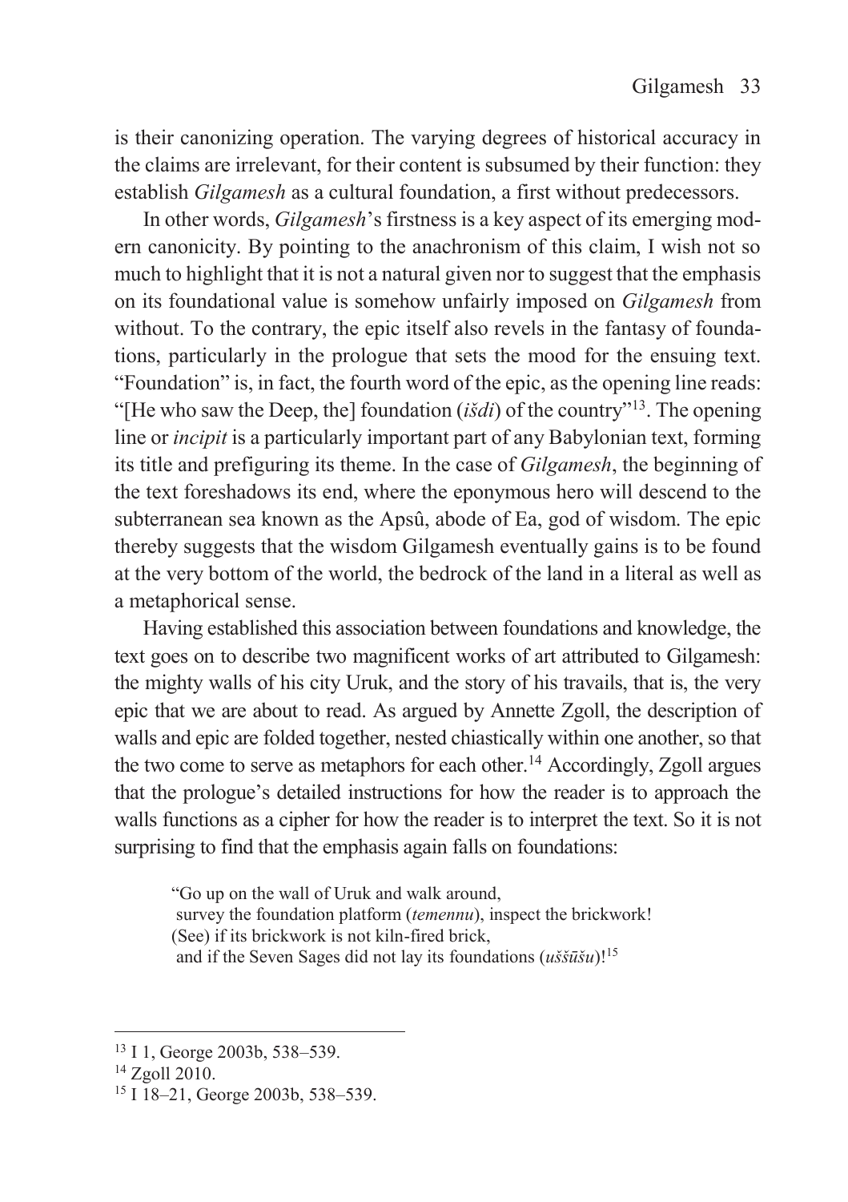is their canonizing operation. The varying degrees of historical accuracy in the claims are irrelevant, for their content is subsumed by their function: they establish *Gilgamesh* as a cultural foundation, a first without predecessors.

In other words, *Gilgamesh*'s firstness is a key aspect of its emerging modern canonicity. By pointing to the anachronism of this claim, I wish not so much to highlight that it is not a natural given nor to suggest that the emphasis on its foundational value is somehow unfairly imposed on *Gilgamesh* from without. To the contrary, the epic itself also revels in the fantasy of foundations, particularly in the prologue that sets the mood for the ensuing text. "Foundation" is, in fact, the fourth word of the epic, as the opening line reads: "[He who saw the Deep, the] foundation (*išdi*) of the country"[13]. The opening line or *incipit* is a particularly important part of any Babylonian text, forming its title and prefiguring its theme. In the case of *Gilgamesh*, the beginning of the text foreshadows its end, where the eponymous hero will descend to the subterranean sea known as the Apsû, abode of Ea, god of wisdom. The epic thereby suggests that the wisdom Gilgamesh eventually gains is to be found at the very bottom of the world, the bedrock of the land in a literal as well as a metaphorical sense.

Having established this association between foundations and knowledge, the text goes on to describe two magnificent works of art attributed to Gilgamesh: the mighty walls of his city Uruk, and the story of his travails, that is, the very epic that we are about to read. As argued by Annette Zgoll, the description of walls and epic are folded together, nested chiastically within one another, so that the two come to serve as metaphors for each other.[14] Accordingly, Zgoll argues that the prologue's detailed instructions for how the reader is to approach the walls functions as a cipher for how the reader is to interpret the text. So it is not surprising to find that the emphasis again falls on foundations:

> "Go up on the wall of Uruk and walk around,
> survey the foundation platform (*temennu*), inspect the brickwork!
> (See) if its brickwork is not kiln-fired brick,
> and if the Seven Sages did not lay its foundations (*uššūšu*)![15]

---

[13] I 1, George 2003b, 538–539.

[14] Zgoll 2010.

[15] I 18–21, George 2003b, 538–539.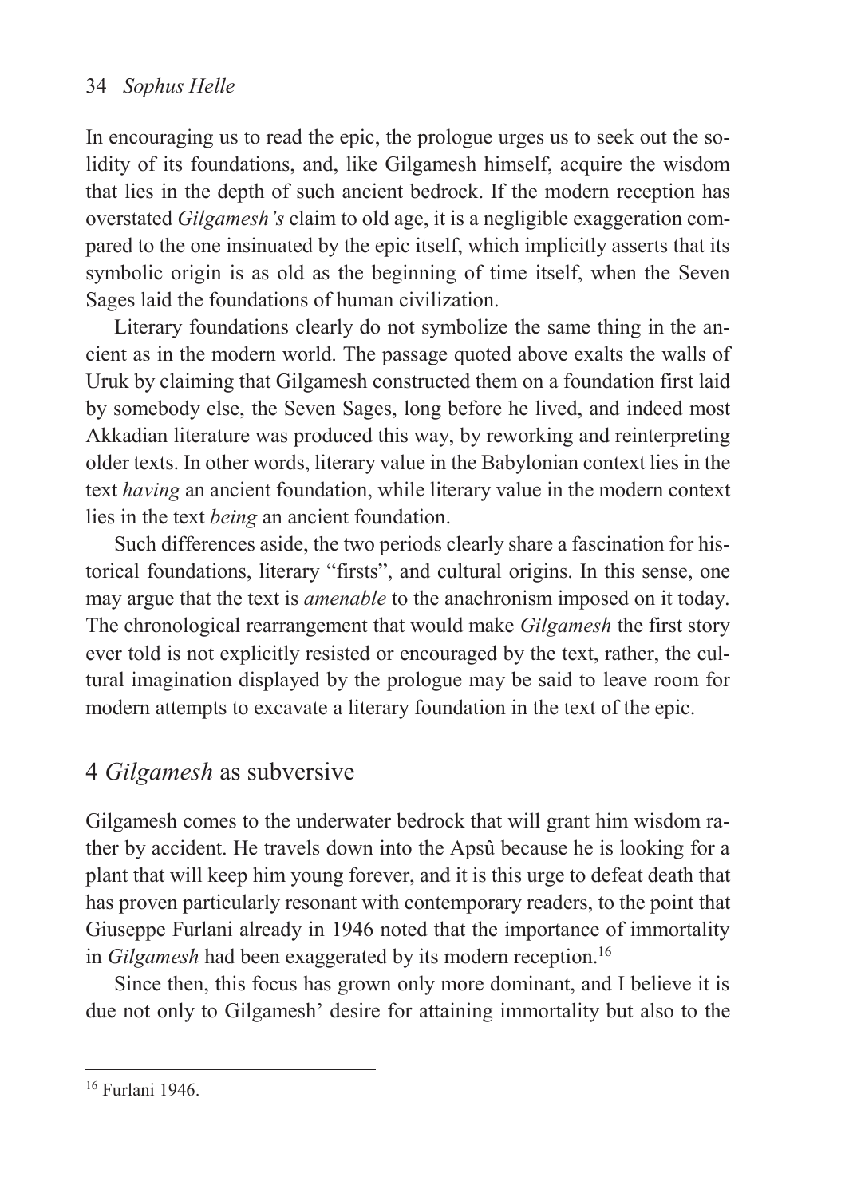In encouraging us to read the epic, the prologue urges us to seek out the solidity of its foundations, and, like Gilgamesh himself, acquire the wisdom that lies in the depth of such ancient bedrock. If the modern reception has overstated *Gilgamesh's* claim to old age, it is a negligible exaggeration compared to the one insinuated by the epic itself, which implicitly asserts that its symbolic origin is as old as the beginning of time itself, when the Seven Sages laid the foundations of human civilization.

Literary foundations clearly do not symbolize the same thing in the ancient as in the modern world. The passage quoted above exalts the walls of Uruk by claiming that Gilgamesh constructed them on a foundation first laid by somebody else, the Seven Sages, long before he lived, and indeed most Akkadian literature was produced this way, by reworking and reinterpreting older texts. In other words, literary value in the Babylonian context lies in the text *having* an ancient foundation, while literary value in the modern context lies in the text *being* an ancient foundation.

Such differences aside, the two periods clearly share a fascination for historical foundations, literary "firsts", and cultural origins. In this sense, one may argue that the text is *amenable* to the anachronism imposed on it today. The chronological rearrangement that would make *Gilgamesh* the first story ever told is not explicitly resisted or encouraged by the text, rather, the cultural imagination displayed by the prologue may be said to leave room for modern attempts to excavate a literary foundation in the text of the epic.

## 4 *Gilgamesh* as subversive

Gilgamesh comes to the underwater bedrock that will grant him wisdom rather by accident. He travels down into the Apsû because he is looking for a plant that will keep him young forever, and it is this urge to defeat death that has proven particularly resonant with contemporary readers, to the point that Giuseppe Furlani already in 1946 noted that the importance of immortality in *Gilgamesh* had been exaggerated by its modern reception.[16]

Since then, this focus has grown only more dominant, and I believe it is due not only to Gilgamesh' desire for attaining immortality but also to the

[16] Furlani 1946.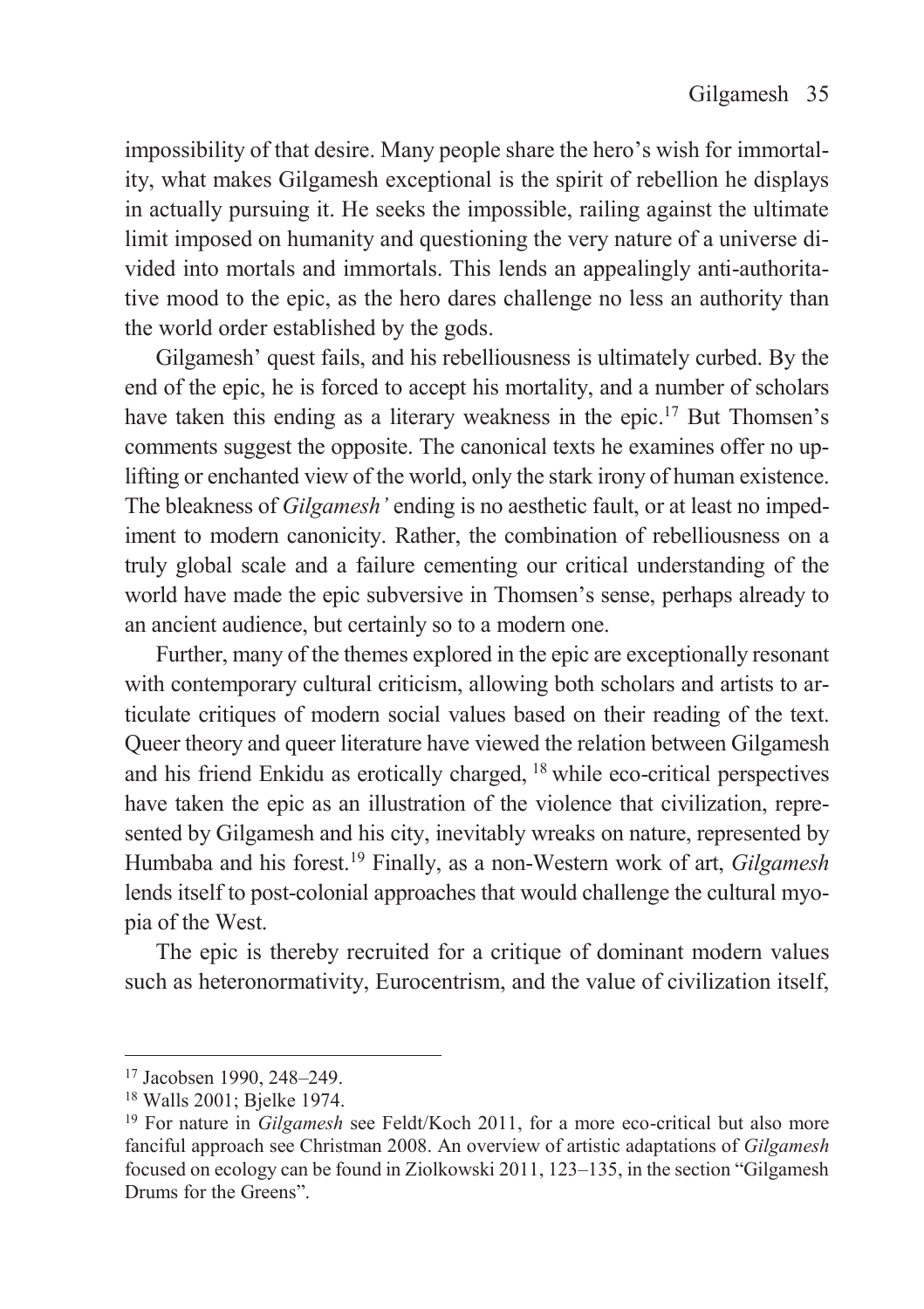impossibility of that desire. Many people share the hero's wish for immortality, what makes Gilgamesh exceptional is the spirit of rebellion he displays in actually pursuing it. He seeks the impossible, railing against the ultimate limit imposed on humanity and questioning the very nature of a universe divided into mortals and immortals. This lends an appealingly anti-authoritative mood to the epic, as the hero dares challenge no less an authority than the world order established by the gods.

Gilgamesh' quest fails, and his rebelliousness is ultimately curbed. By the end of the epic, he is forced to accept his mortality, and a number of scholars have taken this ending as a literary weakness in the epic.[17] But Thomsen's comments suggest the opposite. The canonical texts he examines offer no uplifting or enchanted view of the world, only the stark irony of human existence. The bleakness of *Gilgamesh'* ending is no aesthetic fault, or at least no impediment to modern canonicity. Rather, the combination of rebelliousness on a truly global scale and a failure cementing our critical understanding of the world have made the epic subversive in Thomsen's sense, perhaps already to an ancient audience, but certainly so to a modern one.

Further, many of the themes explored in the epic are exceptionally resonant with contemporary cultural criticism, allowing both scholars and artists to articulate critiques of modern social values based on their reading of the text. Queer theory and queer literature have viewed the relation between Gilgamesh and his friend Enkidu as erotically charged, [18] while eco-critical perspectives have taken the epic as an illustration of the violence that civilization, represented by Gilgamesh and his city, inevitably wreaks on nature, represented by Humbaba and his forest.[19] Finally, as a non-Western work of art, *Gilgamesh* lends itself to post-colonial approaches that would challenge the cultural myopia of the West.

The epic is thereby recruited for a critique of dominant modern values such as heteronormativity, Eurocentrism, and the value of civilization itself,

---

[17] Jacobsen 1990, 248–249.

[18] Walls 2001; Bjelke 1974.

[19] For nature in *Gilgamesh* see Feldt/Koch 2011, for a more eco-critical but also more fanciful approach see Christman 2008. An overview of artistic adaptations of *Gilgamesh* focused on ecology can be found in Ziolkowski 2011, 123–135, in the section "Gilgamesh Drums for the Greens".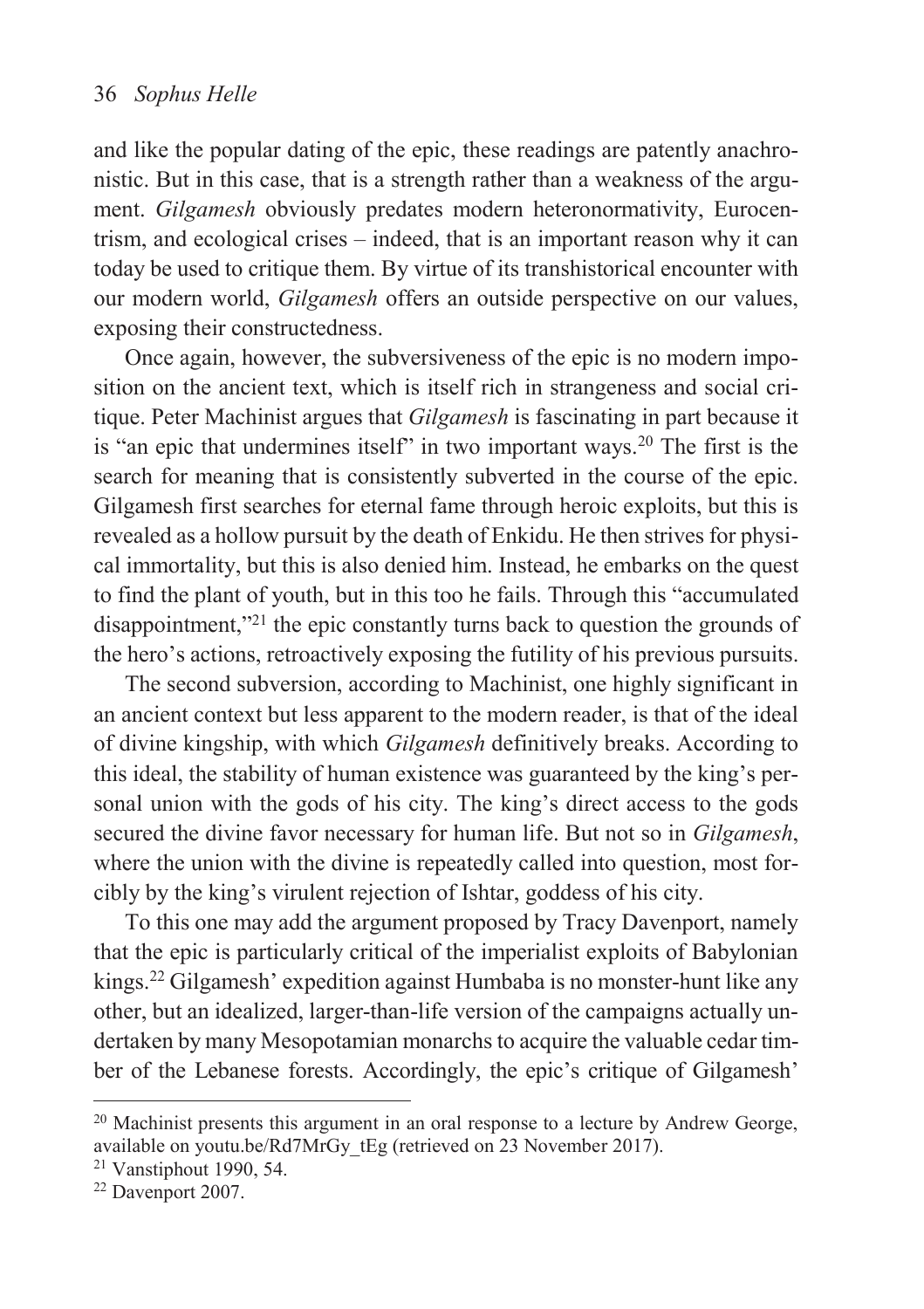and like the popular dating of the epic, these readings are patently anachronistic. But in this case, that is a strength rather than a weakness of the argument. *Gilgamesh* obviously predates modern heteronormativity, Eurocentrism, and ecological crises – indeed, that is an important reason why it can today be used to critique them. By virtue of its transhistorical encounter with our modern world, *Gilgamesh* offers an outside perspective on our values, exposing their constructedness.

Once again, however, the subversiveness of the epic is no modern imposition on the ancient text, which is itself rich in strangeness and social critique. Peter Machinist argues that *Gilgamesh* is fascinating in part because it is "an epic that undermines itself" in two important ways.[20] The first is the search for meaning that is consistently subverted in the course of the epic. Gilgamesh first searches for eternal fame through heroic exploits, but this is revealed as a hollow pursuit by the death of Enkidu. He then strives for physical immortality, but this is also denied him. Instead, he embarks on the quest to find the plant of youth, but in this too he fails. Through this "accumulated disappointment,"[21] the epic constantly turns back to question the grounds of the hero's actions, retroactively exposing the futility of his previous pursuits.

The second subversion, according to Machinist, one highly significant in an ancient context but less apparent to the modern reader, is that of the ideal of divine kingship, with which *Gilgamesh* definitively breaks. According to this ideal, the stability of human existence was guaranteed by the king's personal union with the gods of his city. The king's direct access to the gods secured the divine favor necessary for human life. But not so in *Gilgamesh*, where the union with the divine is repeatedly called into question, most forcibly by the king's virulent rejection of Ishtar, goddess of his city.

To this one may add the argument proposed by Tracy Davenport, namely that the epic is particularly critical of the imperialist exploits of Babylonian kings.[22] Gilgamesh' expedition against Humbaba is no monster-hunt like any other, but an idealized, larger-than-life version of the campaigns actually undertaken by many Mesopotamian monarchs to acquire the valuable cedar timber of the Lebanese forests. Accordingly, the epic's critique of Gilgamesh'

---

[20] Machinist presents this argument in an oral response to a lecture by Andrew George, available on youtu.be/Rd7MrGy_tEg (retrieved on 23 November 2017).

[21] Vanstiphout 1990, 54.

[22] Davenport 2007.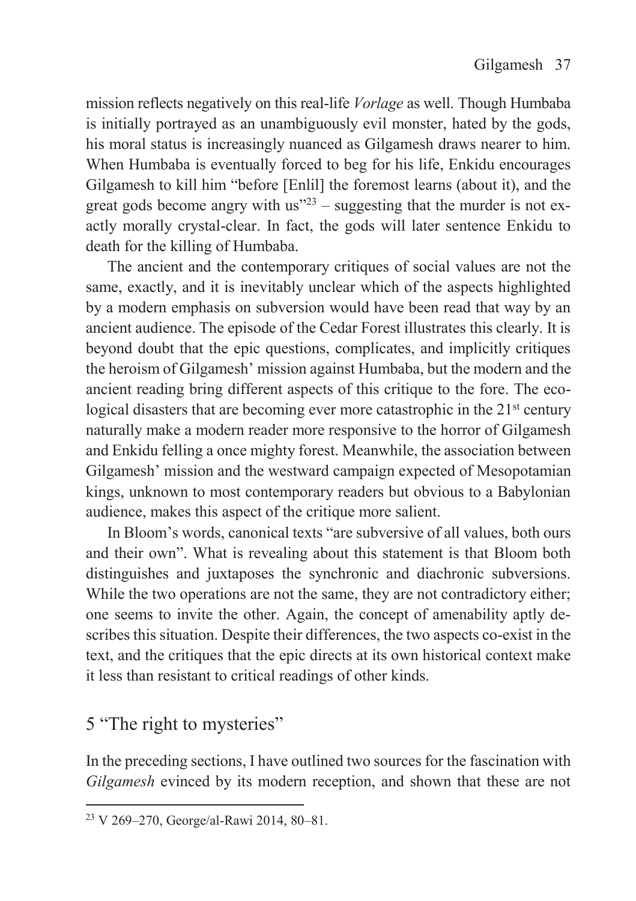mission reflects negatively on this real-life *Vorlage* as well. Though Humbaba is initially portrayed as an unambiguously evil monster, hated by the gods, his moral status is increasingly nuanced as Gilgamesh draws nearer to him. When Humbaba is eventually forced to beg for his life, Enkidu encourages Gilgamesh to kill him "before [Enlil] the foremost learns (about it), and the great gods become angry with us"[23] – suggesting that the murder is not exactly morally crystal-clear. In fact, the gods will later sentence Enkidu to death for the killing of Humbaba.

The ancient and the contemporary critiques of social values are not the same, exactly, and it is inevitably unclear which of the aspects highlighted by a modern emphasis on subversion would have been read that way by an ancient audience. The episode of the Cedar Forest illustrates this clearly. It is beyond doubt that the epic questions, complicates, and implicitly critiques the heroism of Gilgamesh' mission against Humbaba, but the modern and the ancient reading bring different aspects of this critique to the fore. The ecological disasters that are becoming ever more catastrophic in the 21st century naturally make a modern reader more responsive to the horror of Gilgamesh and Enkidu felling a once mighty forest. Meanwhile, the association between Gilgamesh' mission and the westward campaign expected of Mesopotamian kings, unknown to most contemporary readers but obvious to a Babylonian audience, makes this aspect of the critique more salient.

In Bloom's words, canonical texts "are subversive of all values, both ours and their own". What is revealing about this statement is that Bloom both distinguishes and juxtaposes the synchronic and diachronic subversions. While the two operations are not the same, they are not contradictory either; one seems to invite the other. Again, the concept of amenability aptly describes this situation. Despite their differences, the two aspects co-exist in the text, and the critiques that the epic directs at its own historical context make it less than resistant to critical readings of other kinds.

## 5 "The right to mysteries"

In the preceding sections, I have outlined two sources for the fascination with *Gilgamesh* evinced by its modern reception, and shown that these are not

[23] V 269–270, George/al-Rawi 2014, 80–81.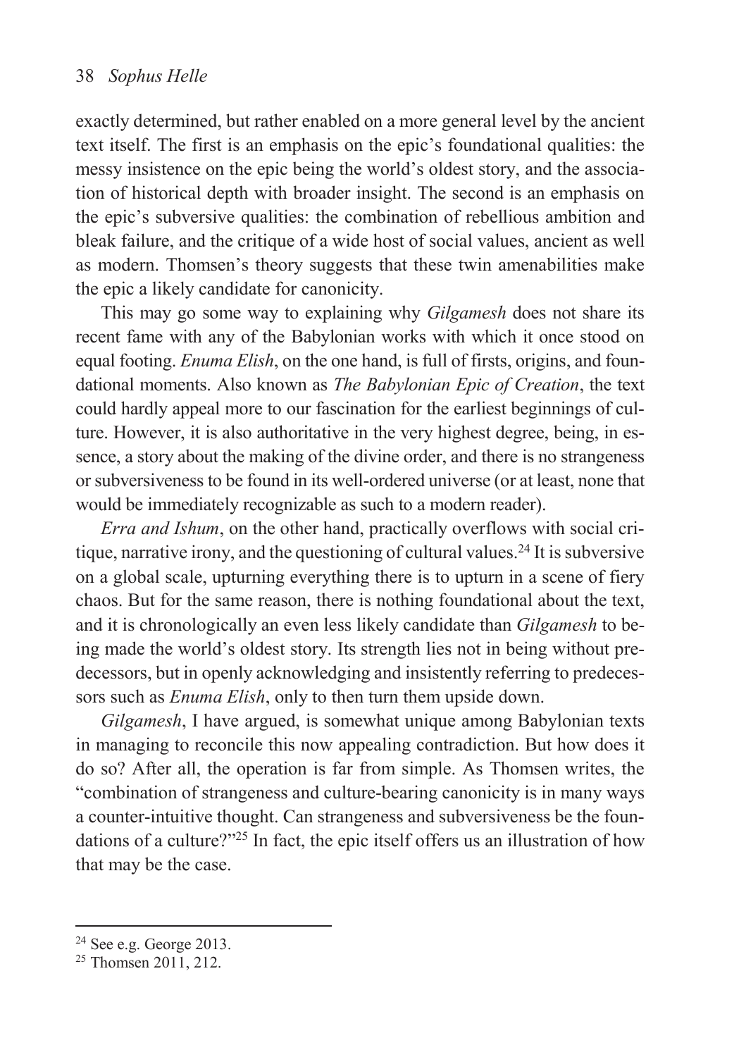exactly determined, but rather enabled on a more general level by the ancient text itself. The first is an emphasis on the epic's foundational qualities: the messy insistence on the epic being the world's oldest story, and the association of historical depth with broader insight. The second is an emphasis on the epic's subversive qualities: the combination of rebellious ambition and bleak failure, and the critique of a wide host of social values, ancient as well as modern. Thomsen's theory suggests that these twin amenabilities make the epic a likely candidate for canonicity.

This may go some way to explaining why *Gilgamesh* does not share its recent fame with any of the Babylonian works with which it once stood on equal footing. *Enuma Elish*, on the one hand, is full of firsts, origins, and foundational moments. Also known as *The Babylonian Epic of Creation*, the text could hardly appeal more to our fascination for the earliest beginnings of culture. However, it is also authoritative in the very highest degree, being, in essence, a story about the making of the divine order, and there is no strangeness or subversiveness to be found in its well-ordered universe (or at least, none that would be immediately recognizable as such to a modern reader).

*Erra and Ishum*, on the other hand, practically overflows with social critique, narrative irony, and the questioning of cultural values.[24] It is subversive on a global scale, upturning everything there is to upturn in a scene of fiery chaos. But for the same reason, there is nothing foundational about the text, and it is chronologically an even less likely candidate than *Gilgamesh* to being made the world's oldest story. Its strength lies not in being without predecessors, but in openly acknowledging and insistently referring to predecessors such as *Enuma Elish*, only to then turn them upside down.

*Gilgamesh*, I have argued, is somewhat unique among Babylonian texts in managing to reconcile this now appealing contradiction. But how does it do so? After all, the operation is far from simple. As Thomsen writes, the "combination of strangeness and culture-bearing canonicity is in many ways a counter-intuitive thought. Can strangeness and subversiveness be the foundations of a culture?"[25] In fact, the epic itself offers us an illustration of how that may be the case.

---

[24] See e.g. George 2013.

[25] Thomsen 2011, 212.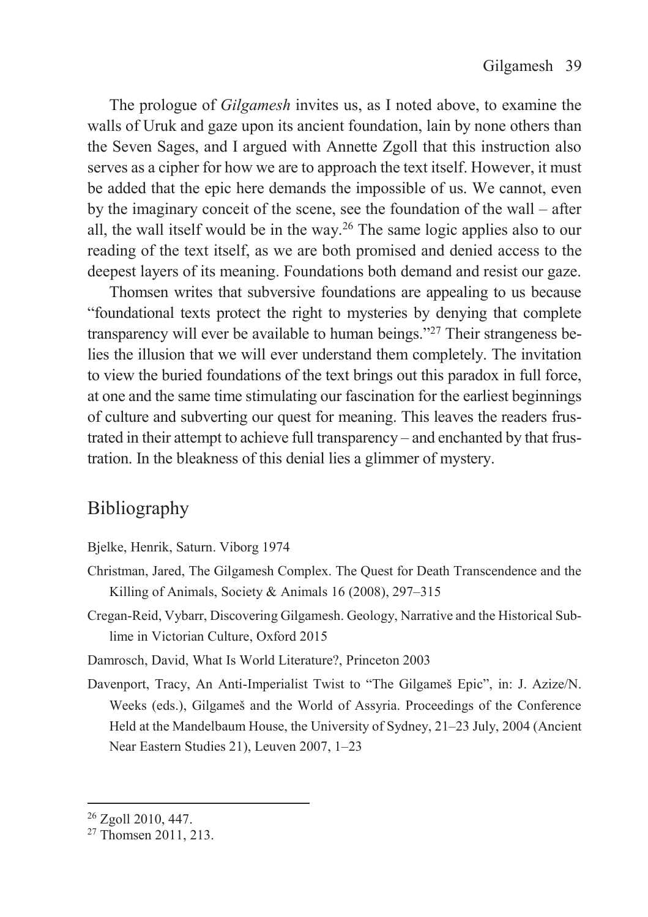The prologue of *Gilgamesh* invites us, as I noted above, to examine the walls of Uruk and gaze upon its ancient foundation, lain by none others than the Seven Sages, and I argued with Annette Zgoll that this instruction also serves as a cipher for how we are to approach the text itself. However, it must be added that the epic here demands the impossible of us. We cannot, even by the imaginary conceit of the scene, see the foundation of the wall – after all, the wall itself would be in the way.[26] The same logic applies also to our reading of the text itself, as we are both promised and denied access to the deepest layers of its meaning. Foundations both demand and resist our gaze.

Thomsen writes that subversive foundations are appealing to us because "foundational texts protect the right to mysteries by denying that complete transparency will ever be available to human beings."[27] Their strangeness belies the illusion that we will ever understand them completely. The invitation to view the buried foundations of the text brings out this paradox in full force, at one and the same time stimulating our fascination for the earliest beginnings of culture and subverting our quest for meaning. This leaves the readers frustrated in their attempt to achieve full transparency – and enchanted by that frustration. In the bleakness of this denial lies a glimmer of mystery.

## Bibliography

Bjelke, Henrik, Saturn. Viborg 1974

Christman, Jared, The Gilgamesh Complex. The Quest for Death Transcendence and the Killing of Animals, Society & Animals 16 (2008), 297–315

Cregan-Reid, Vybarr, Discovering Gilgamesh. Geology, Narrative and the Historical Sublime in Victorian Culture, Oxford 2015

Damrosch, David, What Is World Literature?, Princeton 2003

Davenport, Tracy, An Anti-Imperialist Twist to "The Gilgameš Epic", in: J. Azize/N. Weeks (eds.), Gilgameš and the World of Assyria. Proceedings of the Conference Held at the Mandelbaum House, the University of Sydney, 21–23 July, 2004 (Ancient Near Eastern Studies 21), Leuven 2007, 1–23

---

[26] Zgoll 2010, 447.

[27] Thomsen 2011, 213.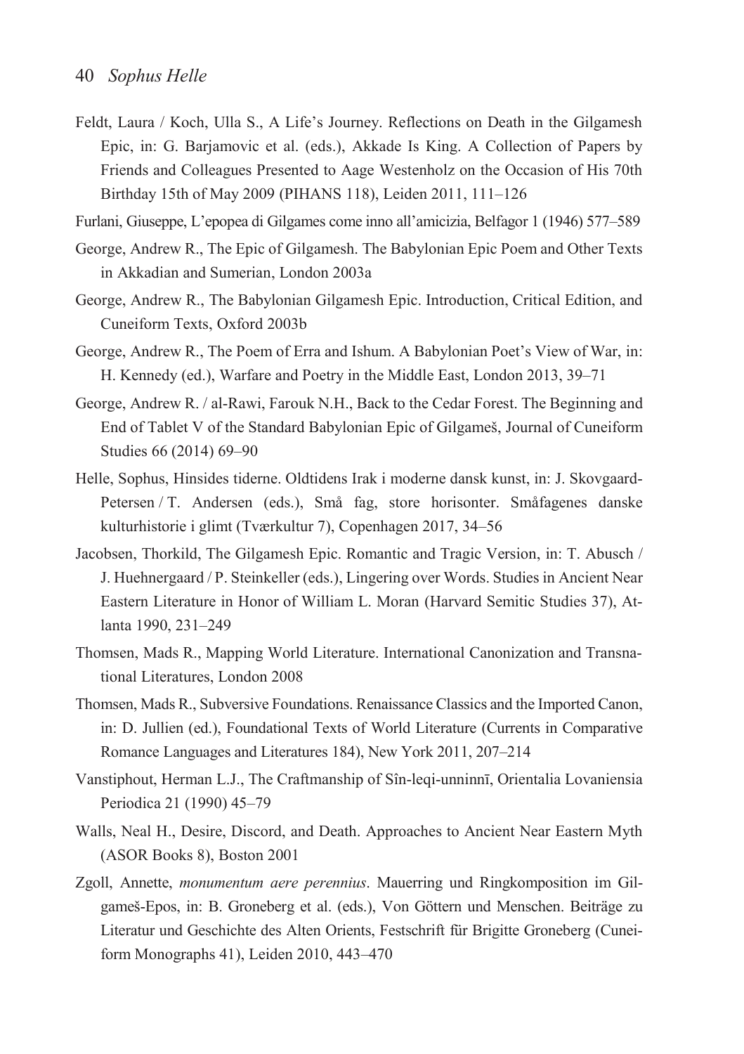Feldt, Laura / Koch, Ulla S., A Life's Journey. Reflections on Death in the Gilgamesh Epic, in: G. Barjamovic et al. (eds.), Akkade Is King. A Collection of Papers by Friends and Colleagues Presented to Aage Westenholz on the Occasion of His 70th Birthday 15th of May 2009 (PIHANS 118), Leiden 2011, 111–126

Furlani, Giuseppe, L'epopea di Gilgames come inno all'amicizia, Belfagor 1 (1946) 577–589

George, Andrew R., The Epic of Gilgamesh. The Babylonian Epic Poem and Other Texts in Akkadian and Sumerian, London 2003a

George, Andrew R., The Babylonian Gilgamesh Epic. Introduction, Critical Edition, and Cuneiform Texts, Oxford 2003b

George, Andrew R., The Poem of Erra and Ishum. A Babylonian Poet's View of War, in: H. Kennedy (ed.), Warfare and Poetry in the Middle East, London 2013, 39–71

George, Andrew R. / al-Rawi, Farouk N.H., Back to the Cedar Forest. The Beginning and End of Tablet V of the Standard Babylonian Epic of Gilgameš, Journal of Cuneiform Studies 66 (2014) 69–90

Helle, Sophus, Hinsides tiderne. Oldtidens Irak i moderne dansk kunst, in: J. Skovgaard-Petersen / T. Andersen (eds.), Små fag, store horisonter. Småfagenes danske kulturhistorie i glimt (Tværkultur 7), Copenhagen 2017, 34–56

Jacobsen, Thorkild, The Gilgamesh Epic. Romantic and Tragic Version, in: T. Abusch / J. Huehnergaard / P. Steinkeller (eds.), Lingering over Words. Studies in Ancient Near Eastern Literature in Honor of William L. Moran (Harvard Semitic Studies 37), Atlanta 1990, 231–249

Thomsen, Mads R., Mapping World Literature. International Canonization and Transnational Literatures, London 2008

Thomsen, Mads R., Subversive Foundations. Renaissance Classics and the Imported Canon, in: D. Jullien (ed.), Foundational Texts of World Literature (Currents in Comparative Romance Languages and Literatures 184), New York 2011, 207–214

Vanstiphout, Herman L.J., The Craftmanship of Sîn-leqi-unninnī, Orientalia Lovaniensia Periodica 21 (1990) 45–79

Walls, Neal H., Desire, Discord, and Death. Approaches to Ancient Near Eastern Myth (ASOR Books 8), Boston 2001

Zgoll, Annette, *monumentum aere perennius*. Mauerring und Ringkomposition im Gilgameš-Epos, in: B. Groneberg et al. (eds.), Von Göttern und Menschen. Beiträge zu Literatur und Geschichte des Alten Orients, Festschrift für Brigitte Groneberg (Cuneiform Monographs 41), Leiden 2010, 443–470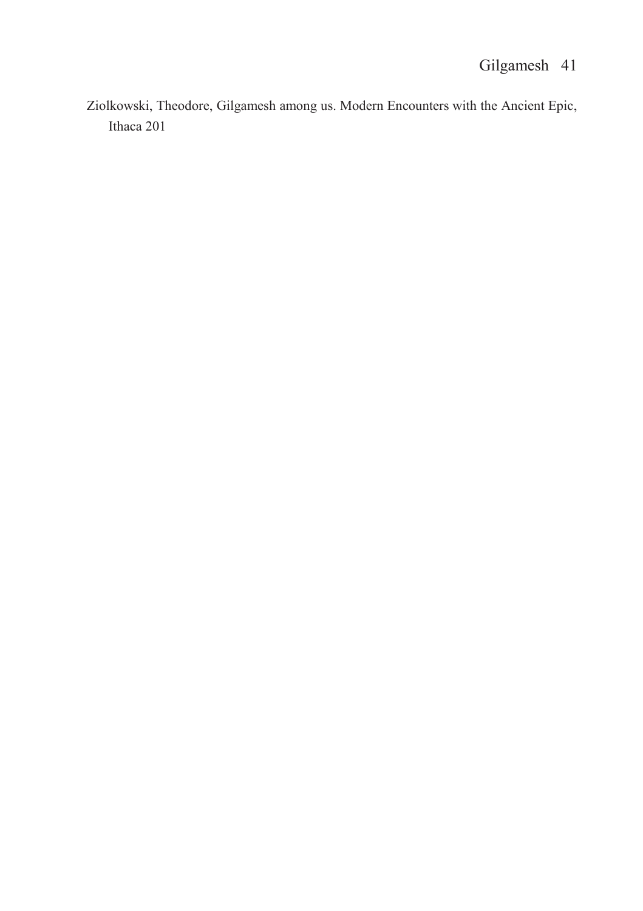Ziolkowski, Theodore, Gilgamesh among us. Modern Encounters with the Ancient Epic, Ithaca 201